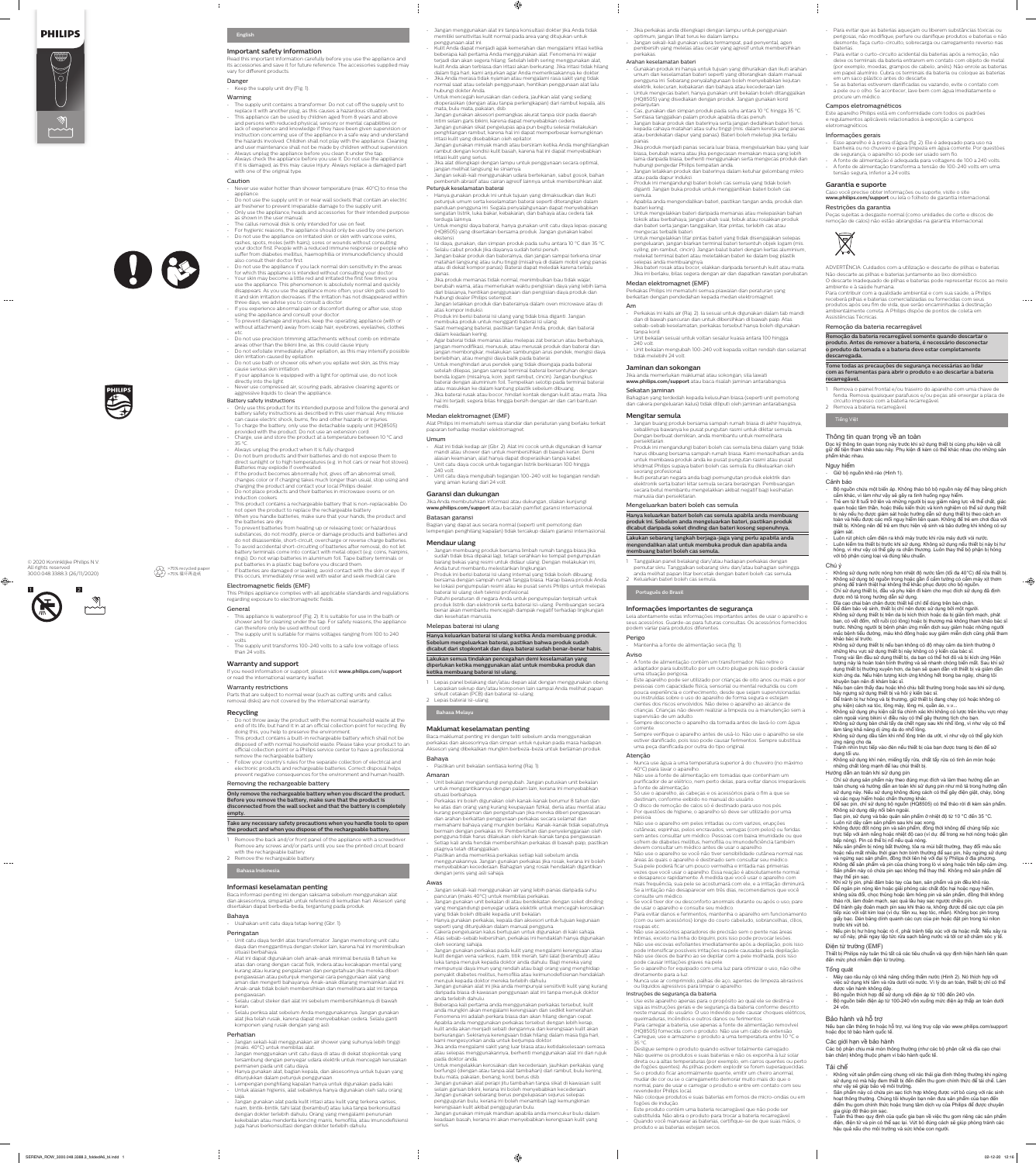PHILIPS

© 2020 Koninklijke Philips N.V.
All rights reserved.
3000.048.3388.3 (26/11/2020)

>75% recycled paper
>75% 循环再造纸

1 2

## English

### Important safety information

Read this important information carefully before you use the appliance and its accessories and save it for future reference. The accessories supplied may vary for different products.

#### Danger

- Keep the supply unit dry (Fig. 1).

#### Warning

- The supply unit contains a transformer. Do not cut off the supply unit to replace it with another plug, as this causes a hazardous situation.
- This appliance can be used by children aged from 8 years and above and persons with reduced physical, sensory or mental capabilities or lack of experience and knowledge if they have been given supervision or instruction concerning use of the appliance in a safe way and understand the hazards involved. Children shall not play with the appliance. Cleaning and user maintenance shall not be made by children without supervision.
- Always unplug the appliance before you clean it under the tap.
- Always check the appliance before you use it. Do not use the appliance if it is damaged, as this may cause injury. Always replace a damaged part with one of the original type.

#### Caution

- Never use water hotter than shower temperature (max. 40°C) to rinse the appliance.
- Do not use the supply unit in or near wall sockets that contain an electric air freshener to prevent irreparable damage to the supply unit.
- Only use the appliance, heads and accessories for their intended purpose as shown in the user manual.
- The callus removal disk is only intended for use on feet.
- For hygienic reasons, the appliance should only be used by one person.
- Do not use the appliance on irritated skin or skin with varicose veins, rashes, spots, moles (with hairs), sores or wounds without consulting your doctor first. People with a reduced immune response or people who suffer from diabetes mellitus, haemophilia or immunodeficiency should also consult their doctor first.
- Do not use the appliance if you lack normal skin sensitivity in the areas for which this appliance is intended without consulting your doctor.
- Your skin may become a little red and irritated the first few times you use the appliance. This phenomenon is absolutely normal and quickly disappears. As you use the appliance more often, your skin gets used to it and skin irritation decreases. If the irritation has not disappeared within three days, we advise you to consult a doctor.
- If you experience abnormal pain or discomfort during or after use, stop using the appliance and consult your doctor.
- To prevent damage and injuries, keep the operating appliance (with or without attachment) away from scalp hair, eyebrows, eyelashes, clothes etc.
- Do not use precision trimming attachments without comb on intimate areas other than the bikini line, as this could cause injury.
- Do not exfoliate immediately after epilation, as this may intensify possible skin irritation caused by epilation.
- Do not use bath or shower oils when you epilate wet skin, as this may cause serious skin irritation.
- If your appliance is equipped with a light for optimal use, do not look directly into the light.
- Never use compressed air, scouring pads, abrasive cleaning agents or aggressive liquids to clean the appliance.

#### Battery safety instructions

- Only use this product for its intended purpose and follow the general and battery safety instructions as described in this user manual. Any misuse can cause electric shock, burns, fire and other hazards or injuries.
- To charge the battery, only use the detachable supply unit (HQ8505) provided with the product. Do not use an extension cord.
- Charge, use and store the product at a temperature between 10 °C and 35 °C.
- Always unplug the product when it is fully charged.
- Do not burn products and their batteries and do not expose them to direct sunlight or to high temperatures (e.g. in hot cars or near hot stoves). Batteries may explode if overheated.
- If the product becomes abnormally hot, gives off an abnormal smell, changes color or if charging takes much longer than usual, stop using and charging the product and contact your local Philips dealer.
- Do not place products and their batteries in microwave ovens or on induction cookers.
- This product contains a rechargeable battery that is non-replaceable. Do not open the product to replace the rechargeable battery.
- When you handle batteries, make sure that your hands, the product and the batteries are dry.
- To prevent batteries from heating up or releasing toxic or hazardous substances, do not modify, pierce or damage products and batteries and do not disassemble, short-circuit, overcharge or reverse charge batteries.
- To avoid accidental short-circuiting of batteries after removal, do not let battery terminals come into contact with metal object (e.g. coins, hairpins, rings). Do not wrap batteries in aluminum foil. Tape battery terminals or put batteries in a plastic bag before you discard them.
- If batteries are damaged or leaking, avoid contact with the skin or eye. If this occurs, immediately rinse well with water and seek medical care.

### Electromagnetic fields (EMF)

This Philips appliance complies with all applicable standards and regulations regarding exposure to electromagnetic fields.

#### General

- This appliance is waterproof (Fig. 2). It is suitable for use in the bath or shower and for cleaning under the tap. For safety reasons, the appliance can therefore only be used without cord.
- The supply unit is suitable for mains voltages ranging from 100 to 240 volts.
- The supply unit transforms 100-240 volts to a safe low voltage of less than 24 volts.

### Warranty and support

If you need information or support, please visit **www.philips.com/support** or read the international warranty leaflet.

#### Warranty restrictions

Parts that are subject to normal wear (such as cutting units and callus removal disks) are not covered by the international warranty.

### Recycling

- Do not throw away the product with the normal household waste at the end of its life, but hand it in at an official collection point for recycling. By doing this, you help to preserve the environment.
- This product contains a built-in rechargeable battery which shall not be disposed of with normal household waste. Please take your product to an official collection point or a Philips service center to have a professional remove the rechargeable battery.
- Follow your country's rules for the separate collection of electrical and electronic products and rechargeable batteries. Correct disposal helps prevent negative consequences for the environment and human health.

### Removing the rechargeable battery

**Only remove the rechargeable battery when you discard the product. Before you remove the battery, make sure that the product is disconnected from the wall socket and that the battery is completely empty.**

**Take any necessary safety precautions when you handle tools to open the product and when you dispose of the rechargeable battery.**

1 Remove the back and/or front panel of the appliance with a screwdriver. Remove any screws and/or parts until you see the printed circuit board with the rechargeable battery.
2 Remove the rechargeable battery.

## Bahasa Indonesia

### Informasi keselamatan penting

Baca informasi penting ini dengan saksama sebelum menggunakan alat dan aksesorinya, simpanlah untuk referensi di kemudian hari. Aksesori yang disertakan dapat berbeda-beda, tergantung pada produk.

#### Bahaya

- Usahakan unit catu daya tetap kering (Gbr. 1).

#### Peringatan

- Unit catu daya terdiri atas transformator. Jangan memotong unit catu daya dan menggantinya dengan steker lain, karena hal ini menimbulkan situasi berbahaya.
- Alat ini dapat digunakan oleh anak-anak minimal berusia 8 tahun ke atas dan orang dengan cacat fisik, indera atau kecakapan mental yang kurang atau kurang pengalaman dan pengetahuan jika mereka diberi pengawasan atau petunjuk mengenai cara penggunaan alat yang aman dan mengerti bahayanya. Anak-anak dilarang memainkan alat ini. Anak-anak tidak boleh membersihkan dan memelihara alat ini tanpa pengawasan.
- Selalu cabut steker dari alat ini sebelum membersihkannya di bawah keran.
- Selalu periksa alat sebelum Anda menggunakannya. Jangan gunakan alat jika telah rusak, karena dapat menyebabkan cedera. Selalu ganti komponen yang rusak dengan yang asli.

#### Perhatian

- Jangan sekali-kali menggunakan air shower yang suhunya lebih tinggi (maks. 40°C) untuk membilas alat.
- Jangan menggunakan unit catu daya di atau di dekat stopkontak yang tersambung dengan penyegar udara elektrik untuk mencegah kerusakan permanen pada unit catu daya.
- Hanya gunakan alat, bagian kepala, dan aksesorinya untuk tujuan yang ditunjukkan dalam petunjuk penggunaan.
- Lempengan penghilang kapalan hanya untuk digunakan pada kaki.
- Untuk alasan higienis, alat sebaiknya hanya digunakan oleh satu orang saja.
- Jangan gunakan alat pada kulit iritasi atau kulit yang terkena varises, ruam, bintik-bintik, tahi lalat (berambut) atau luka tanpa konsultasi dengan dokter terlebih dahulu. Orang yang memiliki penurunan kekebalan atau menderita penyakit diabetes mellitus, hemofilia, atau imunodefisiensi juga harus berkonsultasi dengan dokter terlebih dahulu.
- Jangan menggunakan alat ini tanpa konsultasi dokter jika Anda tidak memiliki sensitivitas kulit normal pada area yang dituju untuk penggunaan alat ini.
- Kulit Anda dapat menjadi agak kemerahan dan mengalami iritasi ketika beberapa kali pertama Anda menggunakan alat. Fenomena ini wajar terjadi dan akan segera hilang. Setelah lebih sering menggunakan alat, kulit Anda akan terbiasa dan iritasi akan berkurang. Jika iritasi tidak hilang dalam tiga hari, kami anjurkan agar Anda memeriksakannya ke dokter.
- Jika Anda merasa tidak nyaman atau mengalami rasa sakit yang tidak normal saat atau setelah penggunaan, hentikan penggunaan alat lalu hubungi dokter Anda.
- Untuk mencegah kerusakan dan cedera, jauhkan alat yang sedang dioperasikan (dengan atau tanpa perlengkapan) dari rambut kepala, alis mata, bulu mata, pakaian, dsb.
- Jangan gunakan aksesori pemangkas akurat tanpa sisir pada daerah intim selain garis bikini, karena dapat menyebabkan cedera.
- Jangan gunakan skrub pengelupas segera setelah melakukan penghilangan rambut, karena hal ini dapat memperkuat kemungkinan iritasi kulit yang disebabkan oleh epilator.
- Jangan gunakan minyak mandi atau bersiram ketika Anda menghilangkan rambut dengan kondisi kulit basah, karena hal ini dapat menyebabkan iritasi kulit yang serius.
- Jika alat dilengkapi dengan lampu untuk penggunaan secara optimal, jangan melihat langsung ke sinarnya.
- Jangan sekali-kali menggunakan udara bertekanan, sabut gosok, bahan pembersih abrasif atau cairan agresif lainnya untuk membersihkan alat.

#### Petunjuk keselamatan baterai

- Hanya gunakan produk ini untuk tujuan yang dimaksudkan dan ikuti petunjuk umum serta keselamatan baterai seperti diterangkan dalam panduan pengguna ini. Segala penyalahgunaan dapat menyebabkan sengatan listrik, luka bakar, kebakaran, dan bahaya atau cedera tak terduga lainnya.
- Untuk mengisi daya baterai, hanya gunakan unit catu daya lepas-pasang (HQ8505) yang disertakan bersama produk. Jangan gunakan kabel ekstensi.
- Isi daya, gunakan, dan simpan produk pada suhu antara 10 °C dan 35 °C.
- Selalu cabut produk jika dayanya sudah terisi penuh.
- Jangan bakar produk dan baterainya, dan jangan sampai terkena sinar matahari langsung atau suhu tinggi (misalnya di dalam mobil yang panas atau di dekat kompor panas). Baterai dapat meledak karena terlalu panas.
- Jika produk menjadi panas tidak normal, menimbulkan bau tidak wajar, berubah warna, atau memerlukan waktu pengisian daya yang lebih lama dari biasanya, hentikan penggunaan dan pengisian daya produk dan hubungi dealer Philips setempat.
- Jangan letakkan produk dan baterainya dalam oven microwave atau di atas kompor induksi.
- Produk ini berisi baterai isi ulang yang tidak bisa diganti. Jangan membuka produk untuk mengganti baterai isi ulang.
- Saat memegang baterai, pastikan tangan Anda, produk, dan baterai dalam keadaan kering.
- Agar baterai tidak memanas atau melepas zat beracun atau berbahaya, jangan memodifikasi, menusuk, atau merusak produk dan baterai dan jangan membongkar, melakukan sambungan arus pendek, mengisi daya berlebihan, atau mengisi daya balik pada baterai.
- Untuk menghindari arus pendek yang tidak disengaja pada baterai setelah dilepas, jangan sampai terminal baterai bersentuhan dengan benda logam (misalnya koin, jepit rambut, cincin). Jangan bungkus baterai dengan aluminium foil. Tempelkan selotip pada terminal baterai atau masukkan baterai ke dalam kantung plastik sebelum dibuang.
- Jika baterai rusak atau bocor, hindari kontak dengan kulit atau mata. Jika hal ini terjadi, segera bilas hingga bersih dengan air dan cari bantuan medis.

### Medan elektromagnet (EMF)

Alat Philips ini mematuhi semua standar dan peraturan yang berlaku terkait paparan terhadap medan elektromagnet.

#### Umum

- Alat ini tidak kedap air (Gbr. 2). Alat ini cocok untuk digunakan di kamar mandi atau shower dan untuk membersihkan di bawah keran. Demi alasan keamanan, alat hanya dapat digunakan tanpa kabel.
- Unit catu daya cocok untuk tegangan listrik berkisar 100 hingga 240 volt.
- Unit catu daya mengubah tegangan 100-240 volt ke tegangan rendah yang aman kurang dari 24 volt.

### Garansi dan dukungan

Jika Anda membutuhkan informasi atau dukungan, silakan kunjungi **www.philips.com/support** atau bacalah pamflet garansi internasional.

#### Batasan garansi

Bagian yang dapat aus secara normal (seperti unit pemotong dan lempengan penghilang kapalan) tidak tercakup dalam garansi internasional.

### Mendaur ulang

- Jangan membuang produk bersama limbah rumah tangga biasa jika sudah tidak bisa dipakai lagi, tetapi serahkan ke tempat pengumpulan barang bekas yang resmi untuk didaur ulang. Dengan melakukan ini, Anda turut membantu melestarikan lingkungan.
- Produk ini berisi baterai isi ulang internal yang tidak boleh dibuang bersama dengan sampah rumah tangga biasa. Harap bawa produk Anda ke lokasi pengumpulan resmi atau ke pusat servis Philips untuk meminta baterai isi ulang dilepas oleh tenaga profesional.
- Patuhi peraturan di negara Anda untuk pengumpulan terpisah untuk produk listrik dan elektronik serta baterai isi-ulang. Pembuangan secara benar akan membantu mencegah dampak negatif terhadap lingkungan dan kesehatan manusia.

### Melepas baterai isi ulang

**Hanya keluarkan baterai isi ulang ketika Anda membuang produk. Sebelum mengeluarkan baterai, pastikan bahwa produk sudah dicabut dari stopkontak dan daya baterai sudah benar-benar habis.**

**Lakukan semua tindakan pencegahan demi keselamatan yang diperlukan ketika menggunakan alat untuk membuka produk dan ketika membuang baterai isi ulang.**

1 Lepas panel belakang dan/atau depan alat dengan menggunakan obeng. Lepaskan sekrup dan/atau komponen lain sampai Anda melihat papan sirkuit cetakan (PCB) dan baterai isi-ulang.
2 Lepas baterai isi-ulang.

## Bahasa Melayu

### Maklumat keselamatan penting

Baca maklumat penting ini dengan teliti sebelum anda menggunakan perkakas dan aksesorinya dan simpan untuk rujukan pada masa hadapan. Aksesori yang dibekalkan mungkin berbeza-beza untuk beberapa produk.

#### Bahaya

- Pastikan unit bekalan sentiasa kering (Rajah 1).

#### Amaran

- Unit bekalan mengandungi pengubah. Jangan putuskan unit bekalan untuk menggantikannya dengan palam lain, kerana ini menyebabkan situasi berbahaya.
- Perkakas ini boleh digunakan oleh kanak-kanak berumur 8 tahun dan ke atas dan orang yang kurang keupayaan fizikal, deria atau mental atau kurang pengalaman dan pengetahuan jika mereka diberi pengawasan dan arahan berkaitan penggunaan perkakas secara selamat dan memahami bahaya yang mungkin berlaku. Kanak-kanak tidak sepatutnya bermain dengan perkakas ini. Pembersihan dan penyelenggaraan oleh pengguna tidak harus dilakukan oleh kanak-kanak tanpa pengawasan.
- Setiap kali anda hendak membersihkan perkakas di bawah paip, pastikan palamnya telah ditanggalkan.
- Pastikan anda memeriksa perkakas setiap kali sebelum anda menggunakannya. Jangan gunakan perkakas jika rosak, kerana ini boleh menyebabkan kecederaan. Bahagian yang rosak hendaklah digantikan dengan jenis yang asli sahaja.

#### Awas

- Jangan sekali-kali menggunakan air yang lebih panas daripada suhu pancuran (maks 40°C) untuk membilas perkakas.
- Jangan gunakan unit bekalan di atau berdekatan dengan soket dinding yang mengandungi penyegar udara elektrik untuk mencegah kerosakan yang tidak boleh dibaiki kepada unit bekalan.
- Hanya gunakan perkakas, kepala dan aksesori untuk tujuan kegunaan seperti yang ditunjukkan dalam manual pengguna.
- Cakera penghilangan kalus bertujuan untuk digunakan di kaki sahaja.
- Atas sebab-sebab kebersihan, perkakas ini hendaklah hanya digunakan oleh seorang sahaja.
- Jangan gunakan perkakas pada kulit yang mengalami kerengsaan atau kulit dengan vena varikos, ruam, titik merah, tahi lalat (berbulu) atau luka tanpa merujuk kepada doktor anda dahulu. Bagi mereka yang mempunyai daya imun yang rendah atau bagi orang yang mengalami penyakit diabetes mellitus, hemofilia atau keimunodefisienan hendaklah merujuk kepada doktor mereka terlebih dahulu.
- Jangan gunakan alat ini jika anda mempunyai sensitiviti kulit yang kurang daripada biasa di kawasan penggunaan alat ini tanpa merujuk doktor anda terlebih dahulu.
- Beberapa kali pertama anda menggunakan perkakas tersebut, kulit anda mungkin akan mengalami kerengsaan dan sedikit kemerahan. Fenomena ini adalah perkara biasa dan akan hilang dengan cepat. Apabila anda menggunakan perkakas tersebut dengan lebih kerap, kulit anda akan menjadi sebati dengannya dan kerengsaan kulit akan berkurangan. Sekiranya kerengsaan tidak hilang dalam masa tiga hari, kami menasihatkan anda untuk berjumpa doktor.
- Jika anda mengalami sakit yang luar biasa atau ketidakselesaan semasa atau selepas menggunakannya, berhenti menggunakan alat ini dan rujuk pada doktor anda.
- Untuk mengelakkan kerosakan dan kecederaan, jauhkan perkakas yang beroperasi (dengan atau tanpa alat tambahan) dari rambut, bulu kening, bulu mata, pakaian, benang, kord, berus dsb.
- Jangan gunakan alat panjian (tru tambahan tanpa sikat di kawasan sulit selain garisan bikini, kerana ini boleh menyebabkan kecederaan.
- Jangan gunakan skrub selepas epilasi kerana ini boleh memperhebatkan kemungkinan kerengsaan kulit yang disebabkan oleh epilasi.
- Jangan gunakan minyak mandian atau mandi pancuran apabila anda mengepilasi kulit basah, kerana ini akan menyebabkan kerengsaan kulit yang serius.
- Jika perkakas anda dilengkapi dengan lampu untuk penggunaan yang optimum, jangan lihat terus ke dalam lampu.
- Jangan sekali-kali gunakan udara termampat, pad penyental, agen pembersih yang melelas atau cecair yang agresif untuk membersihkan perkakas.

#### Arahan keselamatan bateri

- Gunakan produk ini hanya untuk tujuan yang dihasratkan dan ikuti arahan umum dan keselamatan bateri seperti yang diterangkan dalam manual pengguna ini. Sebarang penyalahgunaan boleh menyebabkan kejutan elektrik, kelecuran, kebakaran dan bahaya atau kecederaan lain.
- Untuk mengecas bateri, hanya gunakan unit bekalan boleh ditanggalkan (HQ8505) yang disediakan dengan produk. Jangan gunakan kord sambungan.
- Cas, gunakan dan simpan produk pada suhu antara 10 °C hingga 35 °C.
- Sentiasa tanggalkan palam produk apabila dicas penuh.
- Jangan bakar produk dan baterinya serta jangan dedahkan bateri terus kepada cahaya matahari atau suhu tinggi (mis. dalam kereta yang panas atau berdekatan dapur yang panas). Bateri boleh meletup jika terlalu panas.
- Jika produk menjadi panas secara luar biasa, mengeluarkan bau yang luar biasa, berubah warna atau jika pengecasan mengambil masa yang lebih lama daripada biasa, berhenti menggunakan serta mengecas produk dan hubungi pengedar Philips tempatan anda.
- Jangan letakkan produk dan baterinya di dalam ketuhar gelombang mikro atau pada dapur induksi.
- Produk ini mengandungi bateri boleh cas semula yang tidak boleh diganti. Jangan buka produk untuk menggantikan bateri boleh cas semula.
- Apabila anda mengendalikan bateri, pastikan tangan anda, produk dan bateri kering.
- Untuk mengelakkan bateri daripada memanas atau melepaskan bahan toksik atau berbahaya, jangan ubah suai, tebuk atau rosakkan produk dan bateri serta jangan tanggalkan, litar pintas, terlebih cas atau mengecas terbalik bateri.
- Untuk mengelakkan litar pintas bateri yang tidak disengajakan selepas pengeluaran, jangan biarkan terminal bateri bersentuhan dengan objek logam (mis. syiling, pin rambut, cincin). Jangan balut bateri dengan kertas aluminium, melekat terminal bateri atau meletakkan bateri ke dalam beg plastik selepas anda membuangnya.
- Jika bateri rosak atau bocor, elakkan daripada tersentuh kulit atau mata. Jika ini berlaku, bilas segera dengan air dan dapatkan rawatan perubatan.

### Medan elektromagnet (EMF)

Perkakas Philips ini mematuhi semua piawaian dan peraturan yang berkaitan dengan pendedahan kepada medan elektromagnet.

#### Am

- Perkakas ini kalis air (Rajah 2). Ia sesuai untuk digunakan dalam tab mandi dan di bawah pancuran dan untuk dibersihkan di bawah paip. Atas sebab-sebab keselamatan, perkakas ini hanya boleh digunakan tanpa kord.
- Unit bekalan sesuai untuk voltan sesalur kuasa antara 100 hingga 240 volt.
- Unit bekalan mengubah 100-240 volt kepada voltan rendah dan selamat tidak melebihi 24 volt.

### Jaminan dan sokongan

Jika anda memerlukan maklumat atau sokongan, sila lawati **www.philips.com/support** atau baca risalah jaminan antarabangsa.

#### Sekatan jaminan

Bahagian yang terdedah kepada kelusuhan biasa (seperti unit pemotong dan cakera pengeluaran kalus) tidak dilipti oleh jaminan antarabangsa.

### Mengitar semula

- Jangan buang produk bersama sampah rumah biasa di akhir hayatnya, sebaliknya bawanya ke pusat pungutan rasmi untuk dikitar semula. Dengan berbuat demikian, anda membantu untuk memelihara persekitaran.
- Produk ini mengandungi bateri boleh cas semula bina dalam yang tidak harus dibuang bersama sampah rumah biasa. Kami menasihatkan anda untuk membawa produk anda ke pusat pungutan rasmi atau pusat khidmat Philips supaya bateri boleh cas semula itu ditanggalkan oleh seorang profesional.
- Ikuti peraturan negara anda bagi pemungutan produk elektrik dan elektronik serta bateri kitar semula secara berasingan. Pembuangan secara betul membantu mengelakkan akibat negatif bagi kesihatan manusia dan persekitaran.

### Mengeluarkan bateri boleh cas semula

**Hanya keluarkan bateri boleh cas semula apabila anda membuang produk ini. Sebelum anda mengeluarkan bateri, pastikan produk dicabut daripada soket dinding dan bateri kosong sepenuhnya.**

**Lakukan sebarang langkah berjaga-jaga yang perlu apabila anda mengendalikan alat untuk membuka produk dan apabila anda membuang bateri boleh cas semula.**

1 Tanggalkan panel belakang dan/atau hadapan perkakas dengan pemutar skru. Tanggalkan sebarang skru dan/atau bahagian sehingga anda melihat papan litar bercetak dengan bateri boleh cas semula.
2 Keluarkan bateri boleh cas semula.

## Português do Brasil

### Informações importantes de segurança

Leia atentamente estas informações importantes antes de usar o aparelho e seus acessórios. Guarde-as para futuras consultas. Os acessórios fornecidos podem variar para produtos diferentes.

#### Perigo

- Mantenha a fonte de alimentação seca (fig. 1).

#### Aviso

- A fonte de alimentação contém um transformador. Não retire o adaptador para substituí-lo por um outro plugue pois isso poderá causar uma situação perigosa.
- Este aparelho pode ser utilizado por crianças de oito anos ou mais e por pessoas com capacidade física, sensorial ou mental reduzida ou com pouca experiência e conhecimento, desde que sejam supervisionadas ou instruídas sobre o uso do aparelho de forma segura e estejam cientes dos riscos envolvidos. Não deixe o aparelho ao alcance de crianças. Crianças não devem realizar a limpeza ou a manutenção sem a supervisão de um adulto.
- Sempre desconecte o aparelho da tomada antes de lavá-lo com água corrente.
- Sempre verifique o aparelho antes de usá-lo. Não use o aparelho se ele estiver danificado, pois isso pode causar ferimentos. Sempre substitua uma peça danificada por outra do tipo original.

#### Atenção

- Nunca use água a uma temperatura superior à do chuveiro (no máximo 40°C) para lavar o aparelho.
- Não use a fonte de alimentação em tomadas que contenham um purificador de ar elétrico, nem perto delas, para evitar danos irreparáveis à fonte de alimentação.
- Só use o aparelho, as cabeças e os acessórios para o fim a que se destinam, conforme exibido no manual do usuário.
- O disco de remoção de calos só é destinado para uso nos pés.
- Por questões de higiene, o aparelho só deve ser utilizado por uma pessoa.
- Não use o aparelho em peles irritadas ou com varizes, erupções cutâneas, espinhas, pelos encravados, verrugas (com pelos) ou feridas sem antes consultar um médico. Pessoas com baixa imunidade ou que sofrem de diabetes mellitus, hemofilia ou imunodeficiência também devem consultar um médico antes de usar o aparelho.
- Não use o aparelho se você não tiver sensibilidade cutânea normal nas áreas às quais o aparelho é destinado sem consultar seu médico.
- Sua pele poderá ficar um pouco vermelha e irritada nas primeiras vezes que você usar o aparelho. Essa reação é absolutamente normal e desaparecerá rapidamente. À medida que você usar o aparelho com mais frequência, sua pele se acostumará com ele, e a irritação diminuirá. Se a irritação não desaparecer em três dias, recomendamos que você consulte um médico.
- Se você tiver dor ou desconforto anormais durante ou após o uso, pare de usar o aparelho e consulte seu médico.
- Para evitar danos e ferimentos, mantenha o aparelho em funcionamento (com ou sem acessórios) longe do couro cabeludo, sobrancelhas, cílios, roupas etc.
- Não use acessórios aparadores de precisão sem o pente nas áreas íntimas, exceto na linha do biquíni, pois isso pode provocar lesões.
- Não use esfoliantes imediatamente após a depilação, pois isso pode intensificar possíveis irritações na pele causadas pela depilação.
- Não use óleos de banho ao se depilar com a pele molhada, pois isso pode causar irritações graves na pele.
- Se o aparelho for equipado com uma luz para otimizar o uso, não olhe diretamente para a luz.
- Nunca use ar comprimido, palhas de aço, agentes de limpeza abrasivos ou líquidos agressivos para limpar o aparelho.

#### Instruções de segurança da bateria

- Use este aparelho apenas para o propósito ao qual ele se destina e siga as instruções gerais e de segurança da bateria conforme descrito neste manual do usuário. O uso indevido pode causar choques elétricos, queimaduras, incêndios e outros danos ou ferimentos.
- Para carregar a bateria, use apenas a fonte de alimentação removível (HQ8505) fornecida com o produto. Não use um cabo de extensão.
- Carregue, use e armazene o produto a uma temperatura entre 10 °C e 35 °C.
- Desligue sempre o produto quando estiver totalmente carregado.
- Não queime os produtos e suas baterias e não os exponha à luz solar direta ou a altas temperaturas (por exemplo, em carros quentes ou perto de fogões quentes). As pilhas podem explodir se forem superaquecidas.
- Se o produto ficar anormalmente quente, emitir um cheiro anormal, mudar de cor ou se o carregamento demorar muito mais do que o normal, pare de usar e carregar o produto e entre em contato com seu revendedor Philips local.
- Não coloque produtos e suas baterias em fornos de micro-ondas ou em fogões de indução.
- Este produto contém uma bateria recarregável que não pode ser substituída. Não abra o produto para trocar a bateria recarregável.
- Quando você manusear as baterias, certifique-se de que suas mãos, o produto e as baterias estejam secos.
- Para evitar que as baterias aqueçam ou liberem substâncias tóxicas ou perigosas, não modifique, perfure ou danifique produtos e baterias e não desmonte, faça curto-circuito, sobrecarga ou carregamento reverso nas baterias.
- Para evitar o curto-circuito acidental da baterias após a remoção, não deixe os terminais da bateria entrarem em contato com objetos de metal (por exemplo, moedas, grampos de cabelo, anéis). Não enrole as baterias em papel alumínio. Cubra os terminais da bateria ou coloque as baterias em um saco plástico antes de descarte.
- Se as baterias estiverem danificadas ou vazando, evite o contato com a pele ou o olho. Se acontecer, lave bem com água imediatamente e procure um médico.

### Campos eletromagnéticos

Este aparelho Philips está em conformidade com todos os padrões e regulamentos aplicáveis relacionados à exposição a campos eletromagnéticos.

#### Informações gerais

- Esse aparelho é à prova d'água (fig 2). Ele é adequado para uso na banheira, no chuveiro e para limpeza em água corrente. Por questões de segurança, o aparelho só pode ser usado sem fio.
- A fonte de alimentação é adequada para voltagens de 100 a 240 volts.
- A fonte de alimentação transforma a tensão de 100-240 volts em uma tensão segura, inferior a 24 volts.

### Garantia e suporte

Caso você precise obter informações ou suporte, visite o site **www.philips.com/support** ou leia o folheto de garantia internacional.

#### Restrições da garantia

Peças sujeitas a desgaste normal (como unidades de corte e discos de remoção de calos) não estão abrangidas na garantia internacional.

ADVERTÊNCIA: Cuidados com a utilização e descarte de pilhas e baterias. Não descarte as pilhas e baterias juntamente ao lixo doméstico. O descarte inadequado de pilhas e baterias pode representar riscos ao meio ambiente e à saúde humana. Para contribuir com a qualidade ambiental e com sua saúde, a Philips receberá pilhas e baterias comercializadas ou fornecidas com seus produtos após seu fim de vida, que serão encaminhadas à destinação ambientalmente correta. A Philips dispõe de pontos de coleta em Assistências Técnicas.

### Remoção da bateria recarregável

**Remoção da bateria recarregável somente quando descartar o produto. Antes de remover a bateria, é necessário desconectar o produto da tomada e a bateria deve estar completamente descarregada.**

**Tome todas as precauções de segurança necessárias ao lidar com as ferramentas para abrir o produto e ao descartar a bateria recarregável.**

1 Remova o painel frontal e/ou traseiro do aparelho com uma chave de fenda. Remova quaisquer parafusos e/ou peças até enxergar a placa de circuito impresso com a bateria recarregável.
2 Remova a bateria recarregável.

## Tiếng Việt

### Thông tin quan trọng về an toàn

Đọc kỹ thông tin quan trọng này trước khi sử dụng thiết bị cùng phụ kiện và cất giữ để tiện tham khảo sau này. Phụ kiện đi kèm có thể khác nhau cho những sản phẩm khác nhau.

#### Nguy hiểm

- Giữ bộ nguồn khô ráo (Hình 1).

#### Cảnh báo

- Bộ nguồn chứa một biến áp. Không tháo bỏ bộ nguồn này để thay bằng phích cắm khác, vì làm như vậy sẽ gây ra tình huống nguy hiểm.
- Trẻ em từ 8 tuổi trở lên và những người bị suy giảm năng lực về thể chất, giác quan hoặc tâm thần, hoặc thiếu kiến thức và kinh nghiệm có thể sử dụng thiết bị này nếu họ được giám sát hoặc hướng dẫn sử dụng thiết bị theo cách an toàn và hiểu được các mối nguy hiểm liên quan. Không để trẻ em chơi đùa với thiết bị. Không nên để trẻ em thực hiện vệ sinh và bảo dưỡng khi không có sự giám sát.
- Luôn rút phích cắm điện ra khỏi máy trước khi rửa máy dưới vòi nước.
- Luôn kiểm tra thiết bị trước khi sử dụng. Không sử dụng nếu thiết bị này bị hư hỏng, vì như vậy có thể gây ra chấn thương. Luôn thay thế bộ phận bị hỏng với bộ phận cùng loại và đúng tiêu chuẩn.

#### Chú ý

- Không sử dụng nước nóng hơn nhiệt độ nước tắm (tối đa 40°C) để rửa thiết bị.
- Không sử dụng bộ nguồn trong hoặc gần ổ cắm tường có cắm máy xịt thơm phòng để tránh thiết hại không thể khắc phục được cho bộ nguồn.
- Chỉ sử dụng thiết bị, đầu và phụ kiện đi kèm cho mục đích sử dụng đã định được mô tả trong hướng dẫn sử dụng.
- Đĩa cạo chai bàn chân được thiết kế chỉ để dùng trên bàn chân.
- Để đảm bảo vệ sinh, thiết bị chỉ nên được sử dụng bởi một người.
- Không sử dụng thiết bị trên da bị kích thích hoặc da bị giãn tĩnh mạch, phát ban, có vết đốm, nốt ruồi (có lông) hoặc bị thương mà không tham khảo ý kiến của bác sĩ trước. Những người bị suy giảm miễn dịch hoặc những người mắc bệnh tiểu đường, máu khó đông hoặc suy giảm miễn dịch cũng phải tham khảo ý kiến bác sĩ trước.
- Không sử dụng thiết bị nếu bạn không có độ nhạy cảm da bình thường ở những khu vực sử dụng thiết bị này không có ý kiến của bác sĩ.
- Trong vài lần đầu sử dụng thiết bị, da bạn có thể hơi đỏ và bị kích ứng. Hiện tượng này là hoàn toàn bình thường và sẽ nhanh chóng biến mất. Sau khi sử dụng thiết bị thường xuyên hơn, da bạn sẽ quen dần với thiết bị và giảm dần kích ứng da. Nếu hiện tượng kích ứng không hết trong ba ngày, chúng tôi khuyên bạn nên đi khám bác sĩ.
- Nếu bạn cảm thấy đau hoặc khó chịu bất thường trong hoặc sau khi sử dụng, hãy ngừng sử dụng thiết bị và hỏi ý kiến bác sĩ.
- Để tránh bị hư hỏng và bị thương, giữ thiết bị đang chạy (có hoặc không có phụ kiện) cách xa tóc, lông mày, lông mi, quần áo, v.v...
- Không sử dụng phụ kiện cắt tỉa chính xác khi không có lược trên khu vực nhạy cảm ngoài vùng bikini vì điều này có thể gây thương tích cho bạn.
- Không tẩy tế bào chết ngay sau khi nhổ lông vì điều này có thể làm tăng khả năng kích ứng da do nhổ lông.
- Không sử dụng dầu tắm khi nhổ lông trên da ướt, vì như vậy có thể gây kích ứng nặng cho da.
- Nếu thiết bị của bạn được trang bị đèn để sử dụng tối ưu, không nhìn trực tiếp vào đèn.
- Không sử dụng khí nén, miếng cọ rửa, chất tẩy rửa có tính ăn mòn hoặc những chất lỏng mạnh để lau chùi thiết bị.

#### Hướng dẫn an toàn khi sử dụng pin

- Chỉ sử dụng sản phẩm này theo đúng mục đích và làm theo hướng dẫn an toàn chung về hướng dẫn an toàn khi sử dụng pin như mô tả trong hướng dẫn sử dụng này. Nếu sử dụng không đúng cách có thể gây điện giật, cháy, bỏng và các nguy hiểm hoặc chấn thương khác.
- Để sạc pin, chỉ sử dụng bộ nguồn (HQ8505) có thể tháo rời đi kèm sản phẩm. Không sử dụng dây nối dài.
- Sạc pin, sử dụng và bảo quản sản phẩm ở nhiệt độ từ 10 °C đến 35 °C.
- Luôn rút dây cắm sản phẩm sau khi sạc đầy.
- Không được đốt nóng pin và sản phẩm, đồng thời không để chúng tiếp xúc trực tiếp với ánh nắng hoặc nhiệt độ cao (ví dụ: để trong xe hơi nóng hoặc gần bếp nóng). Pin có thể bị nổ nếu quá nóng.
- Nếu sản phẩm bị nóng bất thường, tỏa ra mùi bất thường, thay đổi màu sắc hoặc nếu mất nhiều thời gian hơn bình thường để sạc pin, hãy ngừng sử dụng và ngừng sạc sản phẩm, đồng thời liên hệ với đại lý Philips ở địa phương.
- Không đặt sản phẩm và pin của chúng trong lò vi sóng hoặc trên bếp cảm ứng.
- Sản phẩm này có chứa pin sạc không thể thay thế. Không mở sản phẩm để thay thế pin sạc.
- Khi xử lý pin, phải đảm bảo tay của bạn, sản phẩm và pin đều khô ráo.
- Để ngăn pin nóng lên hoặc giải phóng các chất độc hại hoặc nguy hiểm, không sửa đổi, chọc thủng hoặc làm hỏng pin và sản phẩm, đồng thời không tháo rời, làm đoản mạch, sạc quá lâu hay sạc ngược chiều pin.
- Để tránh gây đoản mạch pin sau khi tháo ra, không để cho các cực của pin tiếp xúc với vật kim loại (ví dụ: tiền xu, kẹp tóc, nhẫn). Không bọc pin trong giấy bạc. Dán băng dính quanh các cực của pin hoặc đặt pin trong túi nhựa trước khi vứt bỏ.
- Nếu pin bị hư hỏng hoặc rò rỉ, phải tránh tiếp xúc với da hoặc mắt. Nếu xảy ra sự cố này, phải lập tức rửa sạch bằng nước và tìm tới sự chăm sóc y tế.

### Điện từ trường (EMF)

Thiết bị Philips này tuân thủ tất cả các tiêu chuẩn và quy định hiện hành liên quan đến mức phơi nhiễm điện từ trường.

#### Tổng quát

- Máy cạo râu này có khả năng chống thấm nước (Hình 2). Nó thích hợp với việc sử dụng khi tắm và rửa dưới vòi nước. Vì lý do an toàn, thiết bị chỉ có thể được vận hành không dây.
- Bộ nguồn thích hợp để sử dụng với điện áp từ 100 đến 240 vôn.
- Bộ nguồn biến điện áp từ 100-240 vôn xuống mức điện áp thấp an toàn dưới 24 vôn.

### Bảo hành và hỗ trợ

Nếu bạn cần thông tin hoặc hỗ trợ, vui lòng truy cập vào www.philips.com/support hoặc đọc tờ bảo hành quốc tế.

#### Các giới hạn về bảo hành

Các bộ phận chịu mài mòn thông thường (như các bộ phận cắt và đĩa cạo chai bàn chân) không được phạm vi bảo hành quốc tế.

### Tái chế

- Không vứt sản phẩm cùng chung với rác thải gia đình thông thường khi ngừng sử dụng nó mà hãy đem thiết bị đến điểm thu gom chính thức để tái chế. Làm như vậy sẽ giúp bảo vệ môi trường.
- Sản phẩm này có chứa pin sạc tích hợp không được vứt bỏ cùng với rác sinh hoạt thông thường. Chúng tôi khuyên bạn nên đưa sản phẩm của bạn đến điểm thu thập chính thức hoặc trung tâm dịch vụ của Philips để được chuyên gia giúp để tháo pin sạc.
- Tuân thủ theo quy định của quốc gia bạn về việc thu gom riêng các sản phẩm điện, điện tử và pin có thể sạc lại. Vứt bỏ đúng cách sẽ giúp phòng tránh các hậu quả xấu cho môi trường và sức khỏe con người.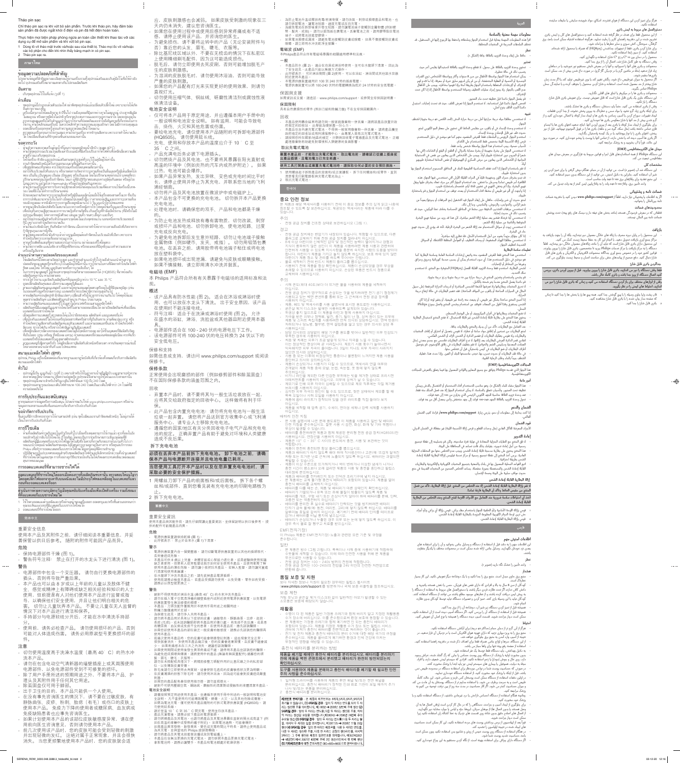Tháo pin sạc

Chỉ tháo pin sạc ra khi vứt bỏ sản phẩm. Trước khi tháo pin, hãy đảm bảo sản phẩm đã được ngắt khỏi ổ điện và pin đã hết điện hoàn toàn.

Thực hiện mọi biện pháp phòng ngừa an toàn cần thiết khi tháo các vật dụng để mở sản phẩm và khi vứt bỏ pin sạc.

1 Dùng tô vít tháo mặt trước và/hoặc sau của thiết bị. Tháo mọi ốc vít và/hoặc các bộ phận cho đến khi nhìn thấy bảng mạch in có pin sạc.
2 Tháo pin sạc ra.

## ภาษาไทย

### ข้อมูลความปลอดภัยที่สำคัญ

#### อันตราย

#### คำเตือน

#### ข้อควรระวัง

#### สนามแม่เหล็กไฟฟ้า (EMF)

#### ทั่วไป

#### การรับประกันและสนับสนุน

#### ข้อจำกัดการรับประกัน

#### การรีไซเคิล

#### การถอดแบตเตอรี่ที่สามารถชาร์จได้

## 简体中文

### 重要安全信息

使用本产品及其附件之前，请仔细阅读本重要信息，并妥善保管以供日后参考。随附的附件可能因产品而异。

#### 危险

- 保持电源部件干燥 (图 1)。
- 警告符号注释：禁止在打开的水龙头下进行清洗 (图 1)。

#### 警告

- 电源部件中包含一个变压器。请勿自行更换电源部件的插头，否则将导致严重危险。
- 本产品也可以由 8 岁或以上年龄的儿童以及肢体不健全、感觉或精神上有障碍或缺乏相关经验和知识的人士使用，但前提是有人对他们使用本产品进行监督或指导，以确保他们安全使用，并且让他们明白相关的危害。切勿让儿童玩耍本产品。不要让儿童在无人监督的情况下对本产品进行清洁和保养。
- 手柄部分与电源部件连接时，才能在水中清洗手柄部分。
- 使用前，请务必检查产品。请勿使用损坏的产品，否则可能对人体造成伤害。请务必用原装型号更换损坏的部件。

#### 注意

- 切勿使用温度高于洗澡水温度（最高 40°C）的热水冲洗本产品。
- 请勿在包含电动空气清新器的爆裂插座上或其周围使用电源部件，以免电源部件遭受到不可修复的损坏。
- 除了用户手册所述的预期用途之外，不要将本产品、护理头及其附件用于任何其它用途。
- 除温度仅可用于身体。
- 出于卫生的目的，本产品只能供一个人使用。
- 在没有事先咨询医生的情况下，请不要在过敏皮肤，有静脉曲张、皮疹、粉刺、胎痣（有毛）或伤口的皮肤上使用本产品。免疫力下降的使用者或糖尿病、血友病或免疫缺陷患者也应事先咨询医生。
- 如果计划使用本产品的该部位皮肤敏感度异常，请在使用前向医生咨询意见。否则请勿使用本产品。
- 前几次使用该产品时，您的皮肤可能会受到轻微的刺激并出现轻微的发红。这绝对属于正常现象，并且会很快消失。当您更频繁地使用本产品时，您的皮肤就会适应，皮肤刺激感也会减弱。如果皮肤受刺激的现象在三天内仍未消失，建议您咨询医生。
- 如果您在使用过程中皮肤用后感到异常痛痛或有不适感，请停止使用该产品，并咨询您的医生。
- 为避免损伤，请不要将运转中的产品（无论安装附件与否）靠近您的头发、眉毛、睫毛、衣服等。
- 除比基尼线区域以外，不要在无梳齿的情况下在私密区上使用精细剃毛配件，因为这可能造成损伤。
- 脱毛后，请勿立即使用去死皮剂，否则可能增加脱毛产生的皮肤刺激感。
- 为避免的皮肤脱毛时，请勿使用沐浴油，否则可能会导致严重的皮肤刺激。
- 如果您的产品配有灯光来实现更好的使用效果，则请勿直视灯光。
- 切勿使用压缩空气、钢丝绒、研磨性清洁剂或腐蚀性液体清洁设备。

#### 电池安全说明

- 仅可将本产品用于原定用途，并应遵循本用户手册中的一般说明和电池安全说明。如有滥用，可能会导致电击、烧伤、火灾和其他危害或伤害。
- 要给电池充电，请仅使用本产品随附的可拆卸电源部件（HQ8505）。请勿使用延长线。
- 充电、使用和存放本产品的温度应介于 10°C 至 35°C 之间。
- 产品充满电后务必拔下电源插头。
- 切勿燃烧产品及其电池，也不要将其暴露在阳光直射或高温的环境中（例如炎热的汽车内或热炉附近）。如果过热，电池可能会爆炸。
- 如果产品异常发热、发出异味、变色或充电时间比平时长，请停止使用并停止充电，并联系您当地的飞利浦经销商。
- 切勿将产品及其电池放置在微波炉中或电磁炉上。
- 本产品包含不可更换的充电电池。切勿拆开本产品更换充电电池。
- 处理电池时，请确保您的双手、产品和电池都是干燥的。
- 为防止电池发热或释放有毒有害物质，切勿改装、刺穿或损坏产品和电池。切勿拆卸电池，使电池短路，过度充电或反向充电。
- 为避免电池意外短路，切勿让电池端子接触金属物体（例如硬币、发夹、戒指）。切勿用铝箔包裹电池。在丢弃之前，请用胶带将电池端子粘住或将电池放在塑料袋中。
- 如果电池损坏或出现泄漏，请避免与皮肤或眼睛接触。如果不慎接触，请立即用清水冲洗其皮肤。

#### 电磁场 (EMF)

本 Philips 产品符合所有有关暴露于电磁场的适用标准和法规。

#### 概述

- 该产品具有防水性能（图 2）。适合在沐浴或淋浴时使用，也可以放在水龙头下清洗。出于安全原因，该产品在使用时不能连接电线。
- 符号注释：适合于在洗澡或淋浴时使用（图 2）。允许在浴缸、淋浴、洗脸盆或其他器皿附近使用本器具。
- 电源部件适合于 100 - 240 伏的电源电压下工作。
- 该电源部件可将 100-240 伏的电压转换为 24 伏以下的安全低电压。

#### 保修和支持

如需信息或支持，请访问 www.philips.com/support 或阅读保修卡。

#### 保修条款

正常使用会出现磨损的部件（例如修剪部件和除茧固盘）不在国际保修条款的涵盖范围之内。

#### 回收

- 弃置本产品时，请不要将其与一般生活垃圾放在一起，应将其交给政府指定的回收中心。这样做将有利于环保。
- 此产品包含内置充电电池，请勿将充电电池与一般生活垃圾一起弃置。请将弃置本产品送到官方收集中心或飞利浦服务中心，请专业人士移除充电电池。
- 遵循您的国家/地区有关分类回收电子电气产品和充电电池的规定。正确弃置产品有助于避免对环境和人类健康造成不良后果。

#### 拆下充电电池

**必须在丢弃本产品前拆下充电电池。卸下电池之前，请确保本产品与电源断开连接并且电池电量已耗尽。**

**当使用工具打开产品以及在您弃置充电电池时，请采取必要的安全保护措施。**

1 用螺丝刀卸下产品的前面和/或后面板。拆下各个螺丝和/或部件，直到您看见装有充电电池的印刷电路板为止。
2 拆下充电电池。

## 繁體中文

### 重要安全資訊

#### 危險

#### 警告

#### 注意

#### 電池安全說明

#### 電磁場 (EMF)

#### 一般

#### 保固與支援

#### 保固限制

#### 回收

#### 取出充電式電池

## 한국어

### 중요 안전 정보

#### 위험

#### 경고

#### 주의

#### 배터리 안전 지침

#### EMF(전자기장)

#### 일반

#### 품질 보증 및 지원

#### 보증 제한

#### 재활용

#### 충전식 배터리를 분리하는 방법

## العربية

### معلومات مهمة تتعلق بالسلامة

#### خطر

#### تحذير

#### تنبيه

#### المجالات الكهرومغناطيسية (EMF)

#### عام

#### الضمان والدعم

#### قيود الضمان

#### إعادة التدوير

#### إزالة البطارية القابلة لإعادة الشحن

## فارسی

### اطلاعات ایمنی مهم

#### خطر

#### هشدار

#### احتیاط

#### میدان های الکترومغناطیسی (EMF)

#### مشخصات کلی

#### ضمانت نامه و پشتیبانی

#### محدودیتهای ضمانت

#### بازیافت

#### جداکردن باتری قابل شارژ